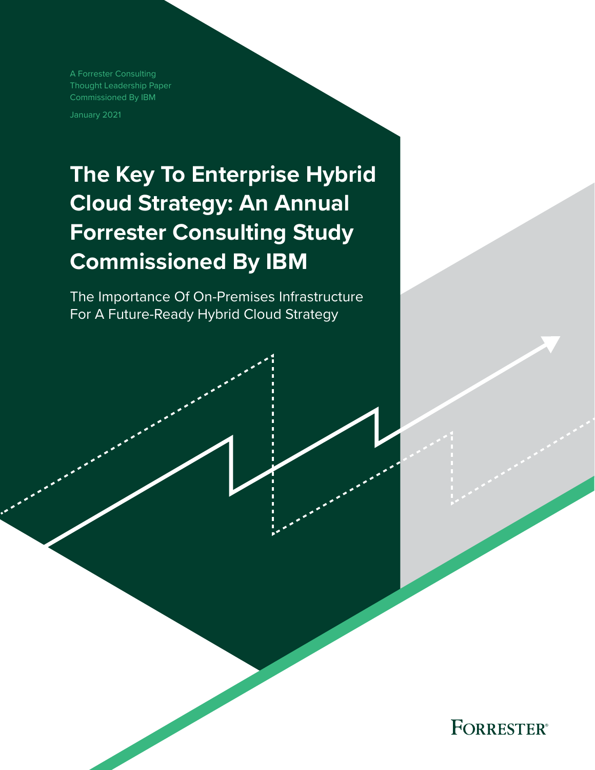A Forrester Consulting
Thought Leadership Paper
Commissioned By IBM

January 2021

# The Key To Enterprise Hybrid Cloud Strategy: An Annual Forrester Consulting Study Commissioned By IBM

## The Importance Of On-Premises Infrastructure For A Future-Ready Hybrid Cloud Strategy

FORRESTER®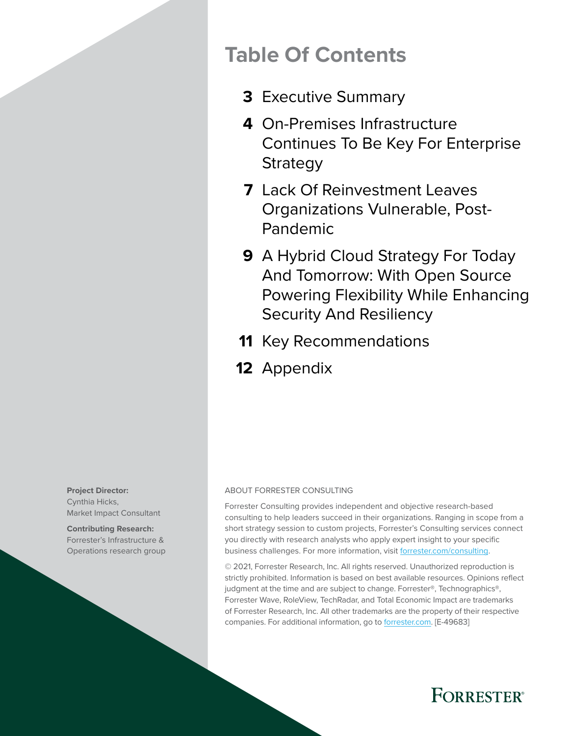# Table Of Contents

**3** Executive Summary

**4** On-Premises Infrastructure Continues To Be Key For Enterprise Strategy

**7** Lack Of Reinvestment Leaves Organizations Vulnerable, Post-Pandemic

**9** A Hybrid Cloud Strategy For Today And Tomorrow: With Open Source Powering Flexibility While Enhancing Security And Resiliency

**11** Key Recommendations

**12** Appendix

**Project Director:**
Cynthia Hicks,
Market Impact Consultant

**Contributing Research:**
Forrester's Infrastructure & Operations research group

ABOUT FORRESTER CONSULTING

Forrester Consulting provides independent and objective research-based consulting to help leaders succeed in their organizations. Ranging in scope from a short strategy session to custom projects, Forrester's Consulting services connect you directly with research analysts who apply expert insight to your specific business challenges. For more information, visit forrester.com/consulting.

© 2021, Forrester Research, Inc. All rights reserved. Unauthorized reproduction is strictly prohibited. Information is based on best available resources. Opinions reflect judgment at the time and are subject to change. Forrester®, Technographics®, Forrester Wave, RoleView, TechRadar, and Total Economic Impact are trademarks of Forrester Research, Inc. All other trademarks are the property of their respective companies. For additional information, go to forrester.com. [E-49683]

FORRESTER®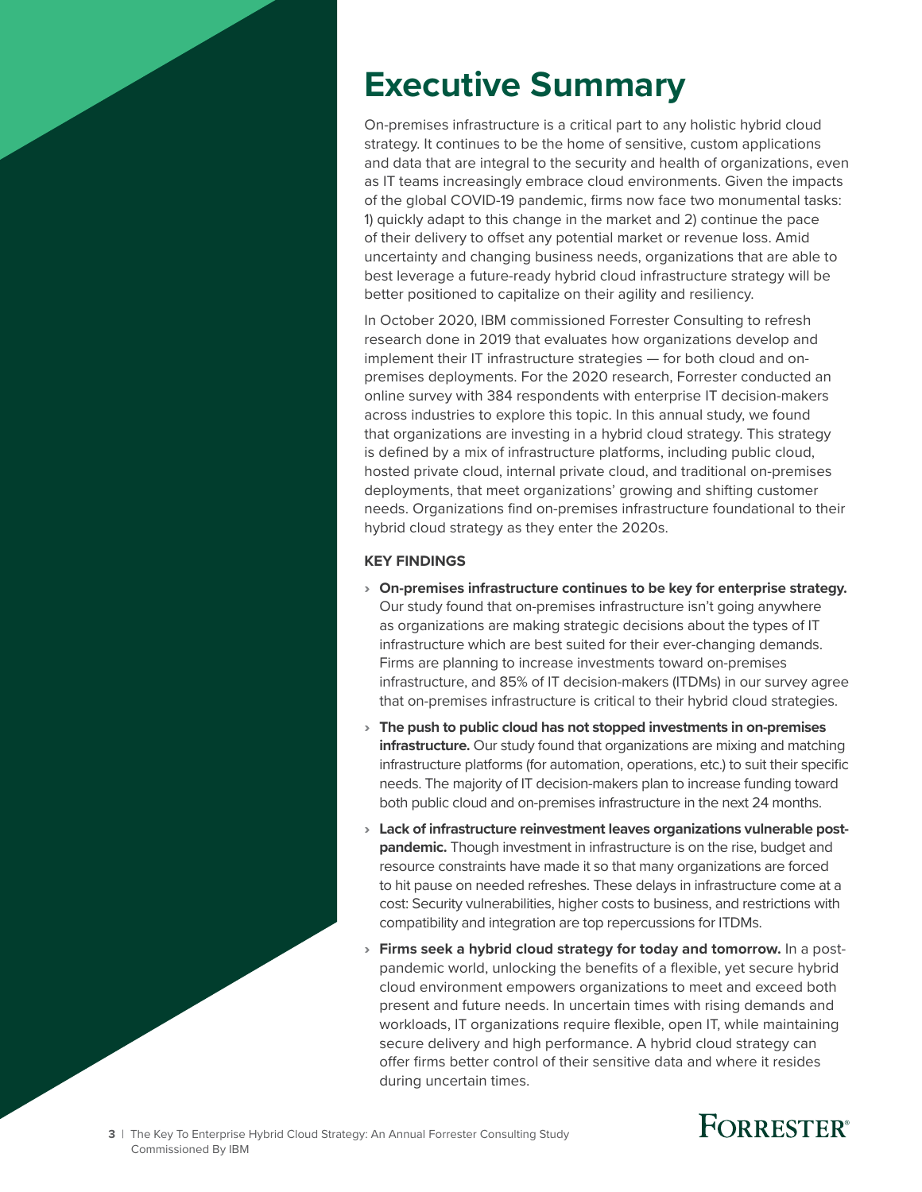# Executive Summary

On-premises infrastructure is a critical part to any holistic hybrid cloud strategy. It continues to be the home of sensitive, custom applications and data that are integral to the security and health of organizations, even as IT teams increasingly embrace cloud environments. Given the impacts of the global COVID-19 pandemic, firms now face two monumental tasks: 1) quickly adapt to this change in the market and 2) continue the pace of their delivery to offset any potential market or revenue loss. Amid uncertainty and changing business needs, organizations that are able to best leverage a future-ready hybrid cloud infrastructure strategy will be better positioned to capitalize on their agility and resiliency.

In October 2020, IBM commissioned Forrester Consulting to refresh research done in 2019 that evaluates how organizations develop and implement their IT infrastructure strategies — for both cloud and on-premises deployments. For the 2020 research, Forrester conducted an online survey with 384 respondents with enterprise IT decision-makers across industries to explore this topic. In this annual study, we found that organizations are investing in a hybrid cloud strategy. This strategy is defined by a mix of infrastructure platforms, including public cloud, hosted private cloud, internal private cloud, and traditional on-premises deployments, that meet organizations' growing and shifting customer needs. Organizations find on-premises infrastructure foundational to their hybrid cloud strategy as they enter the 2020s.

**KEY FINDINGS**

- **On-premises infrastructure continues to be key for enterprise strategy.** Our study found that on-premises infrastructure isn't going anywhere as organizations are making strategic decisions about the types of IT infrastructure which are best suited for their ever-changing demands. Firms are planning to increase investments toward on-premises infrastructure, and 85% of IT decision-makers (ITDMs) in our survey agree that on-premises infrastructure is critical to their hybrid cloud strategies.
- **The push to public cloud has not stopped investments in on-premises infrastructure.** Our study found that organizations are mixing and matching infrastructure platforms (for automation, operations, etc.) to suit their specific needs. The majority of IT decision-makers plan to increase funding toward both public cloud and on-premises infrastructure in the next 24 months.
- **Lack of infrastructure reinvestment leaves organizations vulnerable post-pandemic.** Though investment in infrastructure is on the rise, budget and resource constraints have made it so that many organizations are forced to hit pause on needed refreshes. These delays in infrastructure come at a cost: Security vulnerabilities, higher costs to business, and restrictions with compatibility and integration are top repercussions for ITDMs.
- **Firms seek a hybrid cloud strategy for today and tomorrow.** In a post-pandemic world, unlocking the benefits of a flexible, yet secure hybrid cloud environment empowers organizations to meet and exceed both present and future needs. In uncertain times with rising demands and workloads, IT organizations require flexible, open IT, while maintaining secure delivery and high performance. A hybrid cloud strategy can offer firms better control of their sensitive data and where it resides during uncertain times.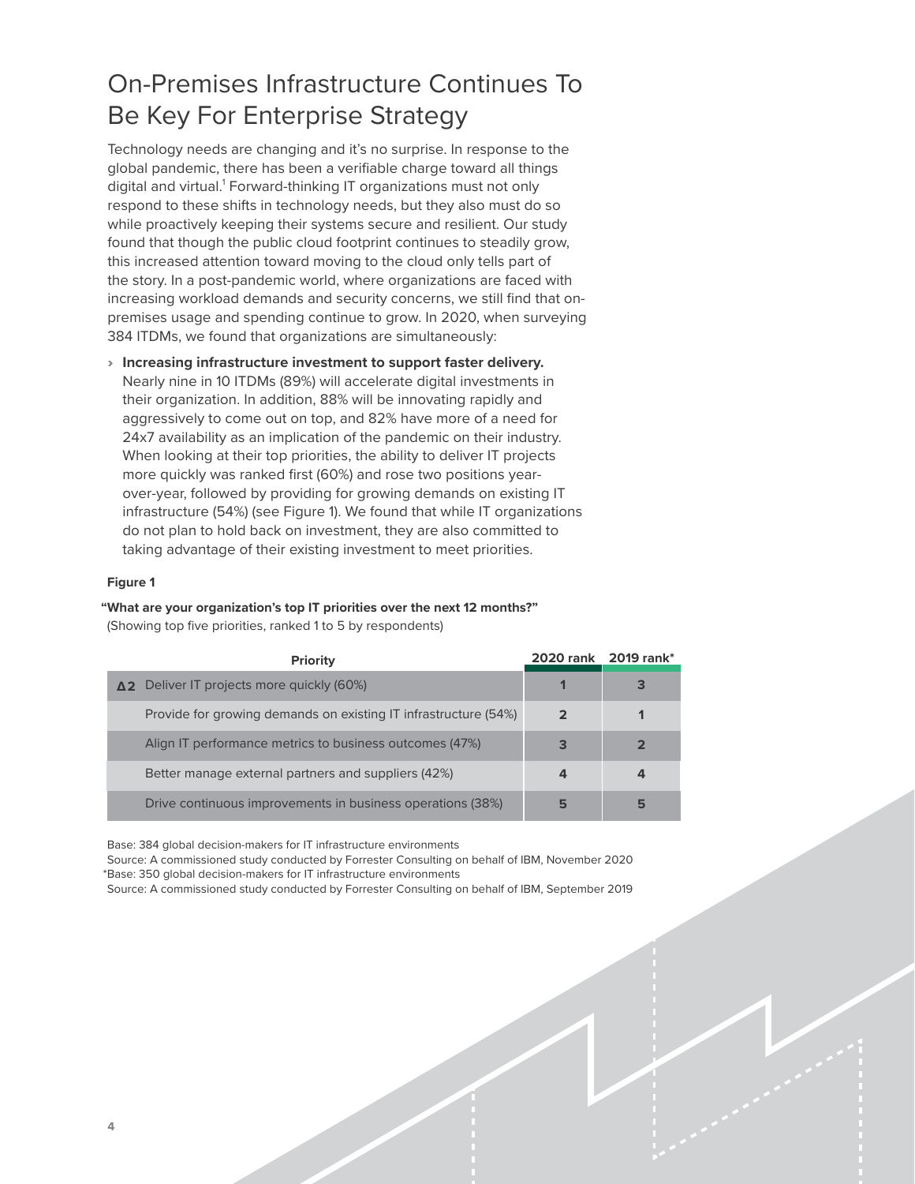# On-Premises Infrastructure Continues To Be Key For Enterprise Strategy

Technology needs are changing and it's no surprise. In response to the global pandemic, there has been a verifiable charge toward all things digital and virtual.[1] Forward-thinking IT organizations must not only respond to these shifts in technology needs, but they also must do so while proactively keeping their systems secure and resilient. Our study found that though the public cloud footprint continues to steadily grow, this increased attention toward moving to the cloud only tells part of the story. In a post-pandemic world, where organizations are faced with increasing workload demands and security concerns, we still find that on-premises usage and spending continue to grow. In 2020, when surveying 384 ITDMs, we found that organizations are simultaneously:

- **Increasing infrastructure investment to support faster delivery.** Nearly nine in 10 ITDMs (89%) will accelerate digital investments in their organization. In addition, 88% will be innovating rapidly and aggressively to come out on top, and 82% have more of a need for 24x7 availability as an implication of the pandemic on their industry. When looking at their top priorities, the ability to deliver IT projects more quickly was ranked first (60%) and rose two positions year-over-year, followed by providing for growing demands on existing IT infrastructure (54%) (see Figure 1). We found that while IT organizations do not plan to hold back on investment, they are also committed to taking advantage of their existing investment to meet priorities.

**Figure 1**

**"What are your organization's top IT priorities over the next 12 months?"**
(Showing top five priorities, ranked 1 to 5 by respondents)

| | Priority | 2020 rank | 2019 rank* |
|---|---|---|---|
| Δ2 | Deliver IT projects more quickly (60%) | 1 | 3 |
| | Provide for growing demands on existing IT infrastructure (54%) | 2 | 1 |
| | Align IT performance metrics to business outcomes (47%) | 3 | 2 |
| | Better manage external partners and suppliers (42%) | 4 | 4 |
| | Drive continuous improvements in business operations (38%) | 5 | 5 |

Base: 384 global decision-makers for IT infrastructure environments
Source: A commissioned study conducted by Forrester Consulting on behalf of IBM, November 2020
*Base: 350 global decision-makers for IT infrastructure environments
Source: A commissioned study conducted by Forrester Consulting on behalf of IBM, September 2019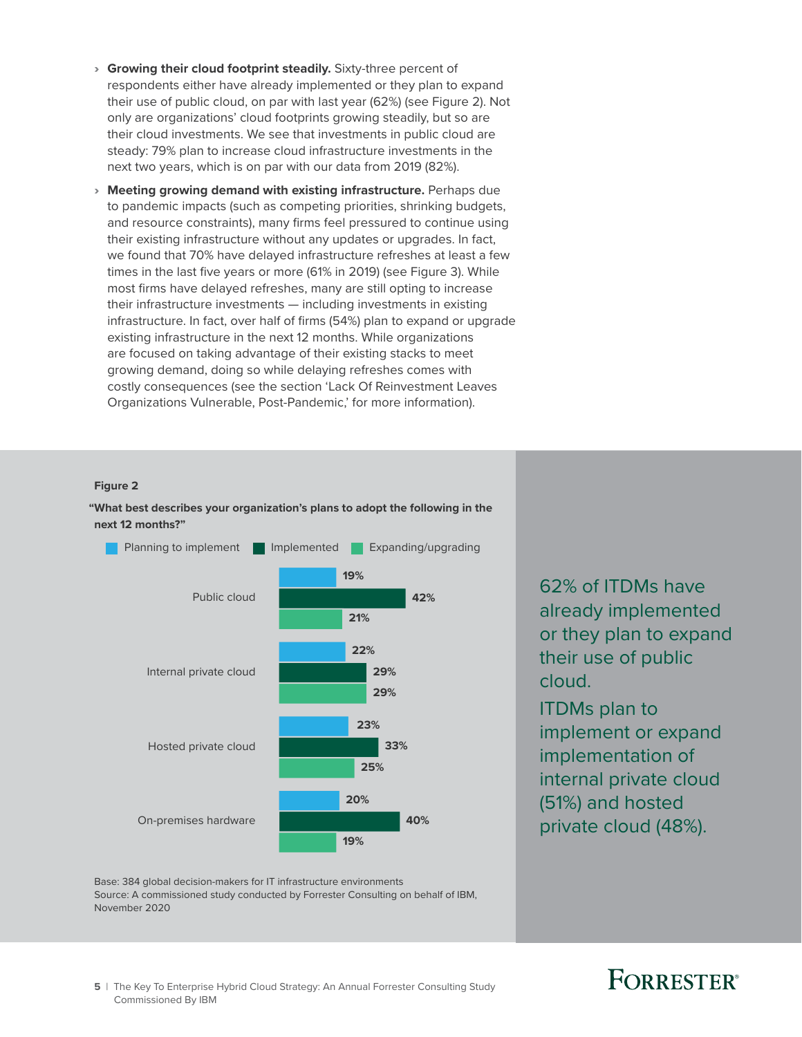- **Growing their cloud footprint steadily.** Sixty-three percent of respondents either have already implemented or they plan to expand their use of public cloud, on par with last year (62%) (see Figure 2). Not only are organizations' cloud footprints growing steadily, but so are their cloud investments. We see that investments in public cloud are steady: 79% plan to increase cloud infrastructure investments in the next two years, which is on par with our data from 2019 (82%).
- **Meeting growing demand with existing infrastructure.** Perhaps due to pandemic impacts (such as competing priorities, shrinking budgets, and resource constraints), many firms feel pressured to continue using their existing infrastructure without any updates or upgrades. In fact, we found that 70% have delayed infrastructure refreshes at least a few times in the last five years or more (61% in 2019) (see Figure 3). While most firms have delayed refreshes, many are still opting to increase their infrastructure investments — including investments in existing infrastructure. In fact, over half of firms (54%) plan to expand or upgrade existing infrastructure in the next 12 months. While organizations are focused on taking advantage of their existing stacks to meet growing demand, doing so while delaying refreshes comes with costly consequences (see the section 'Lack Of Reinvestment Leaves Organizations Vulnerable, Post-Pandemic,' for more information).

**Figure 2**

**"What best describes your organization's plans to adopt the following in the next 12 months?"**

| | Planning to implement | Implemented | Expanding/upgrading |
|---|---|---|---|
| Public cloud | 19% | 42% | 21% |
| Internal private cloud | 22% | 29% | 29% |
| Hosted private cloud | 23% | 33% | 25% |
| On-premises hardware | 20% | 40% | 19% |

Base: 384 global decision-makers for IT infrastructure environments
Source: A commissioned study conducted by Forrester Consulting on behalf of IBM, November 2020

62% of ITDMs have already implemented or they plan to expand their use of public cloud.

ITDMs plan to implement or expand implementation of internal private cloud (51%) and hosted private cloud (48%).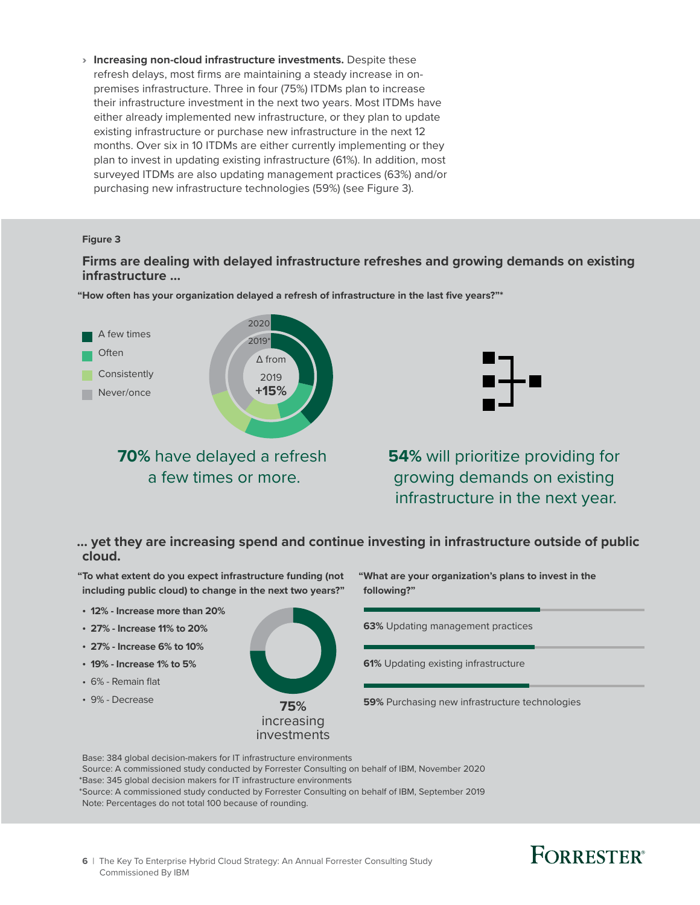- **Increasing non-cloud infrastructure investments.** Despite these refresh delays, most firms are maintaining a steady increase in on-premises infrastructure. Three in four (75%) ITDMs plan to increase their infrastructure investment in the next two years. Most ITDMs have either already implemented new infrastructure, or they plan to update existing infrastructure or purchase new infrastructure in the next 12 months. Over six in 10 ITDMs are either currently implementing or they plan to invest in updating existing infrastructure (61%). In addition, most surveyed ITDMs are also updating management practices (63%) and/or purchasing new infrastructure technologies (59%) (see Figure 3).

**Figure 3**

### Firms are dealing with delayed infrastructure refreshes and growing demands on existing infrastructure ...

**"How often has your organization delayed a refresh of infrastructure in the last five years?"***

- A few times
- Often
- Consistently
- Never/once

2020 / 2019*

Δ from 2019 **+15%**

**70%** have delayed a refresh a few times or more.

**54%** will prioritize providing for growing demands on existing infrastructure in the next year.

### ... yet they are increasing spend and continue investing in infrastructure outside of public cloud.

**"To what extent do you expect infrastructure funding (not including public cloud) to change in the next two years?"**

- **12% - Increase more than 20%**
- **27% - Increase 11% to 20%**
- **27% - Increase 6% to 10%**
- **19% - Increase 1% to 5%**
- 6% - Remain flat
- 9% - Decrease

**75%** increasing investments

**"What are your organization's plans to invest in the following?"**

**63%** Updating management practices

**61%** Updating existing infrastructure

**59%** Purchasing new infrastructure technologies

Base: 384 global decision-makers for IT infrastructure environments
Source: A commissioned study conducted by Forrester Consulting on behalf of IBM, November 2020
*Base: 345 global decision makers for IT infrastructure environments
*Source: A commissioned study conducted by Forrester Consulting on behalf of IBM, September 2019
Note: Percentages do not total 100 because of rounding.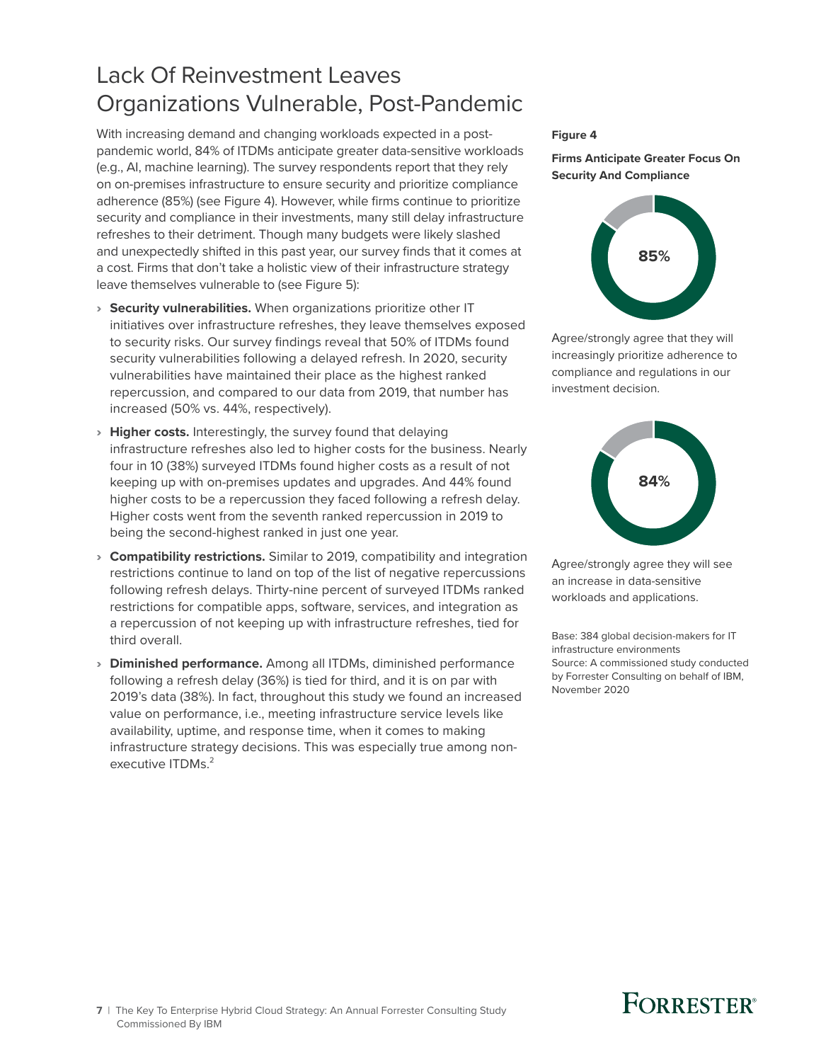# Lack Of Reinvestment Leaves Organizations Vulnerable, Post-Pandemic

With increasing demand and changing workloads expected in a post-pandemic world, 84% of ITDMs anticipate greater data-sensitive workloads (e.g., AI, machine learning). The survey respondents report that they rely on on-premises infrastructure to ensure security and prioritize compliance adherence (85%) (see Figure 4). However, while firms continue to prioritize security and compliance in their investments, many still delay infrastructure refreshes to their detriment. Though many budgets were likely slashed and unexpectedly shifted in this past year, our survey finds that it comes at a cost. Firms that don't take a holistic view of their infrastructure strategy leave themselves vulnerable to (see Figure 5):

- **Security vulnerabilities.** When organizations prioritize other IT initiatives over infrastructure refreshes, they leave themselves exposed to security risks. Our survey findings reveal that 50% of ITDMs found security vulnerabilities following a delayed refresh. In 2020, security vulnerabilities have maintained their place as the highest ranked repercussion, and compared to our data from 2019, that number has increased (50% vs. 44%, respectively).
- **Higher costs.** Interestingly, the survey found that delaying infrastructure refreshes also led to higher costs for the business. Nearly four in 10 (38%) surveyed ITDMs found higher costs as a result of not keeping up with on-premises updates and upgrades. And 44% found higher costs to be a repercussion they faced following a refresh delay. Higher costs went from the seventh ranked repercussion in 2019 to being the second-highest ranked in just one year.
- **Compatibility restrictions.** Similar to 2019, compatibility and integration restrictions continue to land on top of the list of negative repercussions following refresh delays. Thirty-nine percent of surveyed ITDMs ranked restrictions for compatible apps, software, services, and integration as a repercussion of not keeping up with infrastructure refreshes, tied for third overall.
- **Diminished performance.** Among all ITDMs, diminished performance following a refresh delay (36%) is tied for third, and it is on par with 2019's data (38%). In fact, throughout this study we found an increased value on performance, i.e., meeting infrastructure service levels like availability, uptime, and response time, when it comes to making infrastructure strategy decisions. This was especially true among non-executive ITDMs.[2]

**Figure 4**

**Firms Anticipate Greater Focus On Security And Compliance**

85%

Agree/strongly agree that they will increasingly prioritize adherence to compliance and regulations in our investment decision.

84%

Agree/strongly agree they will see an increase in data-sensitive workloads and applications.

Base: 384 global decision-makers for IT infrastructure environments
Source: A commissioned study conducted by Forrester Consulting on behalf of IBM, November 2020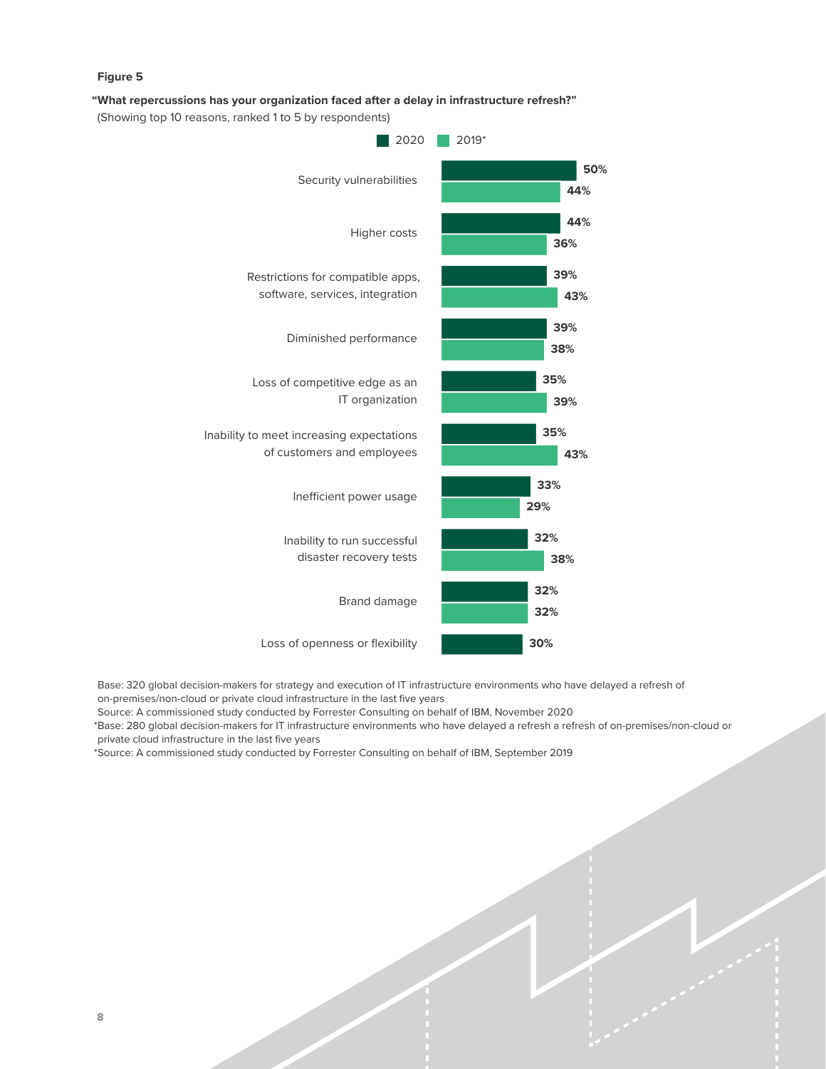**Figure 5**

**"What repercussions has your organization faced after a delay in infrastructure refresh?"**
(Showing top 10 reasons, ranked 1 to 5 by respondents)

| Repercussion | 2020 | 2019* |
| --- | --- | --- |
| Security vulnerabilities | 50% | 44% |
| Higher costs | 44% | 36% |
| Restrictions for compatible apps, software, services, integration | 39% | 43% |
| Diminished performance | 39% | 38% |
| Loss of competitive edge as an IT organization | 35% | 39% |
| Inability to meet increasing expectations of customers and employees | 35% | 43% |
| Inefficient power usage | 33% | 29% |
| Inability to run successful disaster recovery tests | 32% | 38% |
| Brand damage | 32% | 32% |
| Loss of openness or flexibility | 30% | |

Base: 320 global decision-makers for strategy and execution of IT infrastructure environments who have delayed a refresh of on-premises/non-cloud or private cloud infrastructure in the last five years
Source: A commissioned study conducted by Forrester Consulting on behalf of IBM, November 2020
*Base: 280 global decision-makers for IT infrastructure environments who have delayed a refresh a refresh of on-premises/non-cloud or private cloud infrastructure in the last five years
*Source: A commissioned study conducted by Forrester Consulting on behalf of IBM, September 2019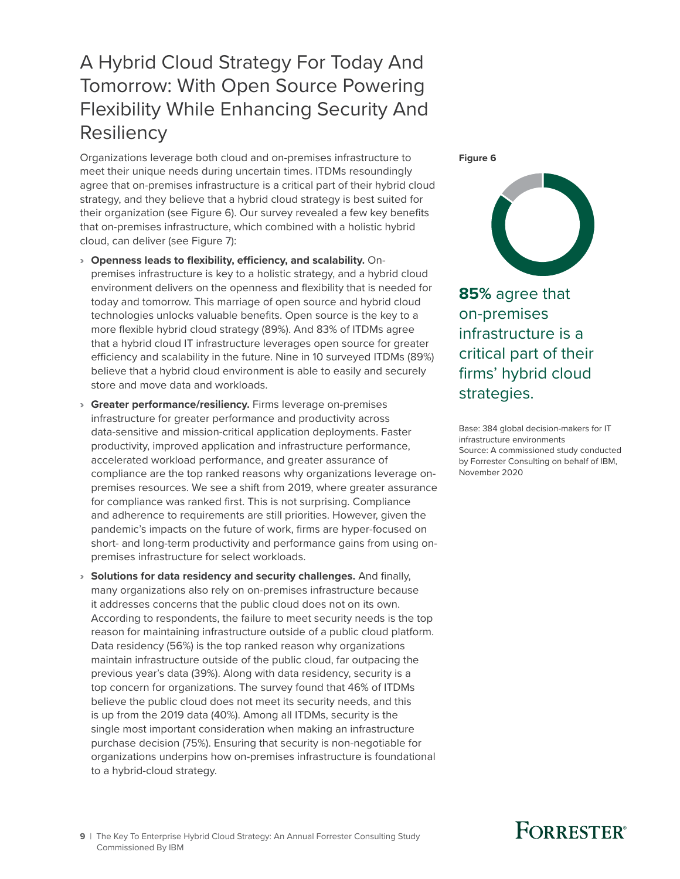# A Hybrid Cloud Strategy For Today And Tomorrow: With Open Source Powering Flexibility While Enhancing Security And Resiliency

Organizations leverage both cloud and on-premises infrastructure to meet their unique needs during uncertain times. ITDMs resoundingly agree that on-premises infrastructure is a critical part of their hybrid cloud strategy, and they believe that a hybrid cloud strategy is best suited for their organization (see Figure 6). Our survey revealed a few key benefits that on-premises infrastructure, which combined with a holistic hybrid cloud, can deliver (see Figure 7):

- **Openness leads to flexibility, efficiency, and scalability.** On-premises infrastructure is key to a holistic strategy, and a hybrid cloud environment delivers on the openness and flexibility that is needed for today and tomorrow. This marriage of open source and hybrid cloud technologies unlocks valuable benefits. Open source is the key to a more flexible hybrid cloud strategy (89%). And 83% of ITDMs agree that a hybrid cloud IT infrastructure leverages open source for greater efficiency and scalability in the future. Nine in 10 surveyed ITDMs (89%) believe that a hybrid cloud environment is able to easily and securely store and move data and workloads.
- **Greater performance/resiliency.** Firms leverage on-premises infrastructure for greater performance and productivity across data-sensitive and mission-critical application deployments. Faster productivity, improved application and infrastructure performance, accelerated workload performance, and greater assurance of compliance are the top ranked reasons why organizations leverage on-premises resources. We see a shift from 2019, where greater assurance for compliance was ranked first. This is not surprising. Compliance and adherence to requirements are still priorities. However, given the pandemic's impacts on the future of work, firms are hyper-focused on short- and long-term productivity and performance gains from using on-premises infrastructure for select workloads.
- **Solutions for data residency and security challenges.** And finally, many organizations also rely on on-premises infrastructure because it addresses concerns that the public cloud does not on its own. According to respondents, the failure to meet security needs is the top reason for maintaining infrastructure outside of a public cloud platform. Data residency (56%) is the top ranked reason why organizations maintain infrastructure outside of the public cloud, far outpacing the previous year's data (39%). Along with data residency, security is a top concern for organizations. The survey found that 46% of ITDMs believe the public cloud does not meet its security needs, and this is up from the 2019 data (40%). Among all ITDMs, security is the single most important consideration when making an infrastructure purchase decision (75%). Ensuring that security is non-negotiable for organizations underpins how on-premises infrastructure is foundational to a hybrid-cloud strategy.

**Figure 6**

**85%** agree that on-premises infrastructure is a critical part of their firms' hybrid cloud strategies.

Base: 384 global decision-makers for IT infrastructure environments
Source: A commissioned study conducted by Forrester Consulting on behalf of IBM, November 2020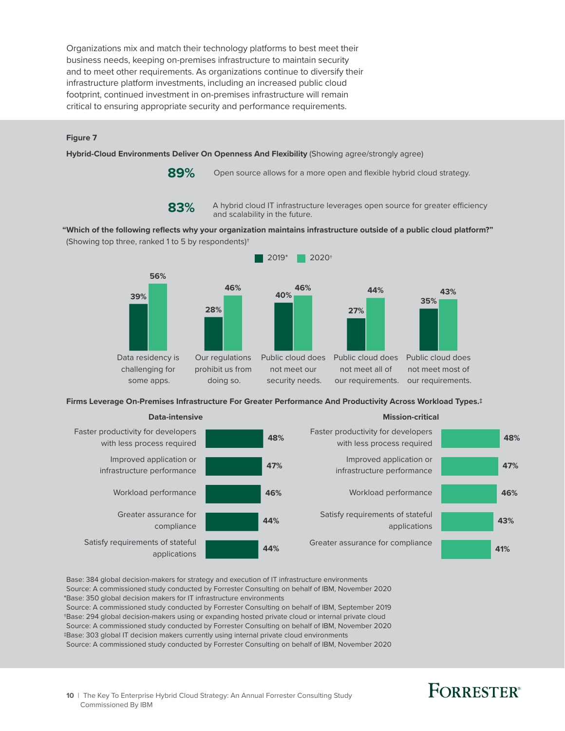Organizations mix and match their technology platforms to best meet their business needs, keeping on-premises infrastructure to maintain security and to meet other requirements. As organizations continue to diversify their infrastructure platform investments, including an increased public cloud footprint, continued investment in on-premises infrastructure will remain critical to ensuring appropriate security and performance requirements.

**Figure 7**

**Hybrid-Cloud Environments Deliver On Openness And Flexibility** (Showing agree/strongly agree)

**89%** Open source allows for a more open and flexible hybrid cloud strategy.

**83%** A hybrid cloud IT infrastructure leverages open source for greater efficiency and scalability in the future.

**"Which of the following reflects why your organization maintains infrastructure outside of a public cloud platform?"** (Showing top three, ranked 1 to 5 by respondents)†

| Reason | 2019* | 2020† |
| --- | --- | --- |
| Data residency is challenging for some apps. | 39% | 56% |
| Our regulations prohibit us from doing so. | 28% | 46% |
| Public cloud does not meet our security needs. | 40% | 46% |
| Public cloud does not meet all of our requirements. | 27% | 44% |
| Public cloud does not meet most of our requirements. | 35% | 43% |

**Firms Leverage On-Premises Infrastructure For Greater Performance And Productivity Across Workload Types.‡**

**Data-intensive**

| Benefit | % |
| --- | --- |
| Faster productivity for developers with less process required | 48% |
| Improved application or infrastructure performance | 47% |
| Workload performance | 46% |
| Greater assurance for compliance | 44% |
| Satisfy requirements of stateful applications | 44% |

**Mission-critical**

| Benefit | % |
| --- | --- |
| Faster productivity for developers with less process required | 48% |
| Improved application or infrastructure performance | 47% |
| Workload performance | 46% |
| Satisfy requirements of stateful applications | 43% |
| Greater assurance for compliance | 41% |

Base: 384 global decision-makers for strategy and execution of IT infrastructure environments
Source: A commissioned study conducted by Forrester Consulting on behalf of IBM, November 2020
*Base: 350 global decision makers for IT infrastructure environments
Source: A commissioned study conducted by Forrester Consulting on behalf of IBM, September 2019
†Base: 294 global decision-makers using or expanding hosted private cloud or internal private cloud
Source: A commissioned study conducted by Forrester Consulting on behalf of IBM, November 2020
‡Base: 303 global IT decision makers currently using internal private cloud environments
Source: A commissioned study conducted by Forrester Consulting on behalf of IBM, November 2020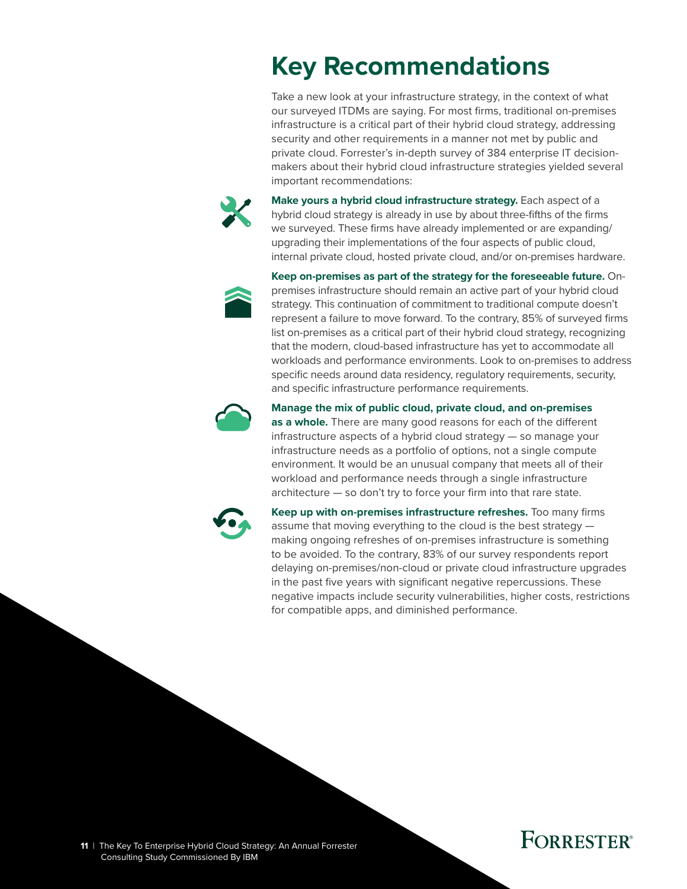# Key Recommendations

Take a new look at your infrastructure strategy, in the context of what our surveyed ITDMs are saying. For most firms, traditional on-premises infrastructure is a critical part of their hybrid cloud strategy, addressing security and other requirements in a manner not met by public and private cloud. Forrester's in-depth survey of 384 enterprise IT decision-makers about their hybrid cloud infrastructure strategies yielded several important recommendations:

**Make yours a hybrid cloud infrastructure strategy.** Each aspect of a hybrid cloud strategy is already in use by about three-fifths of the firms we surveyed. These firms have already implemented or are expanding/upgrading their implementations of the four aspects of public cloud, internal private cloud, hosted private cloud, and/or on-premises hardware.

**Keep on-premises as part of the strategy for the foreseeable future.** On-premises infrastructure should remain an active part of your hybrid cloud strategy. This continuation of commitment to traditional compute doesn't represent a failure to move forward. To the contrary, 85% of surveyed firms list on-premises as a critical part of their hybrid cloud strategy, recognizing that the modern, cloud-based infrastructure has yet to accommodate all workloads and performance environments. Look to on-premises to address specific needs around data residency, regulatory requirements, security, and specific infrastructure performance requirements.

**Manage the mix of public cloud, private cloud, and on-premises as a whole.** There are many good reasons for each of the different infrastructure aspects of a hybrid cloud strategy — so manage your infrastructure needs as a portfolio of options, not a single compute environment. It would be an unusual company that meets all of their workload and performance needs through a single infrastructure architecture — so don't try to force your firm into that rare state.

**Keep up with on-premises infrastructure refreshes.** Too many firms assume that moving everything to the cloud is the best strategy — making ongoing refreshes of on-premises infrastructure is something to be avoided. To the contrary, 83% of our survey respondents report delaying on-premises/non-cloud or private cloud infrastructure upgrades in the past five years with significant negative repercussions. These negative impacts include security vulnerabilities, higher costs, restrictions for compatible apps, and diminished performance.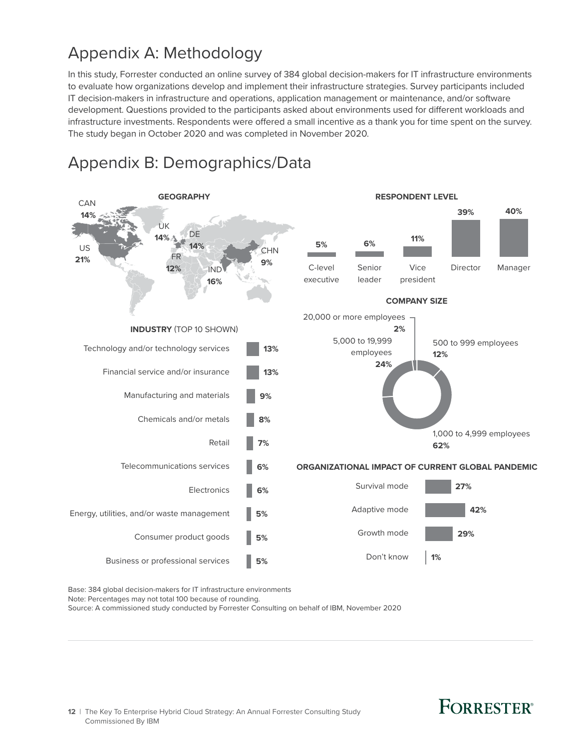# Appendix A: Methodology

In this study, Forrester conducted an online survey of 384 global decision-makers for IT infrastructure environments to evaluate how organizations develop and implement their infrastructure strategies. Survey participants included IT decision-makers in infrastructure and operations, application management or maintenance, and/or software development. Questions provided to the participants asked about environments used for different workloads and infrastructure investments. Respondents were offered a small incentive as a thank you for time spent on the survey. The study began in October 2020 and was completed in November 2020.

# Appendix B: Demographics/Data

**GEOGRAPHY**

| Country | Percentage |
|---|---|
| US | 21% |
| IND | 16% |
| CAN | 14% |
| UK | 14% |
| DE | 14% |
| FR | 12% |
| CHN | 9% |

**RESPONDENT LEVEL**

| Level | Percentage |
|---|---|
| C-level executive | 5% |
| Senior leader | 6% |
| Vice president | 11% |
| Director | 39% |
| Manager | 40% |

**COMPANY SIZE**

| Company size | Percentage |
|---|---|
| 500 to 999 employees | 12% |
| 1,000 to 4,999 employees | 62% |
| 5,000 to 19,999 employees | 24% |
| 20,000 or more employees | 2% |

**INDUSTRY** (TOP 10 SHOWN)

| Industry | Percentage |
|---|---|
| Technology and/or technology services | 13% |
| Financial service and/or insurance | 13% |
| Manufacturing and materials | 9% |
| Chemicals and/or metals | 8% |
| Retail | 7% |
| Telecommunications services | 6% |
| Electronics | 6% |
| Energy, utilities, and/or waste management | 5% |
| Consumer product goods | 5% |
| Business or professional services | 5% |

**ORGANIZATIONAL IMPACT OF CURRENT GLOBAL PANDEMIC**

| Impact | Percentage |
|---|---|
| Survival mode | 27% |
| Adaptive mode | 42% |
| Growth mode | 29% |
| Don't know | 1% |

Base: 384 global decision-makers for IT infrastructure environments
Note: Percentages may not total 100 because of rounding.
Source: A commissioned study conducted by Forrester Consulting on behalf of IBM, November 2020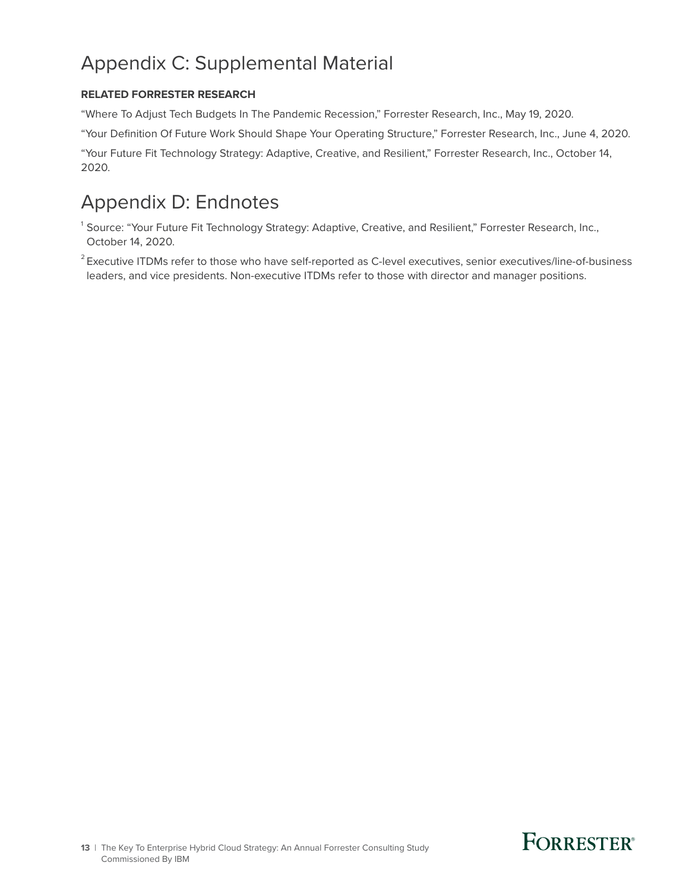# Appendix C: Supplemental Material

**RELATED FORRESTER RESEARCH**

"Where To Adjust Tech Budgets In The Pandemic Recession," Forrester Research, Inc., May 19, 2020.

"Your Definition Of Future Work Should Shape Your Operating Structure," Forrester Research, Inc., June 4, 2020.

"Your Future Fit Technology Strategy: Adaptive, Creative, and Resilient," Forrester Research, Inc., October 14, 2020.

# Appendix D: Endnotes

[1] Source: "Your Future Fit Technology Strategy: Adaptive, Creative, and Resilient," Forrester Research, Inc., October 14, 2020.

[2] Executive ITDMs refer to those who have self-reported as C-level executives, senior executives/line-of-business leaders, and vice presidents. Non-executive ITDMs refer to those with director and manager positions.